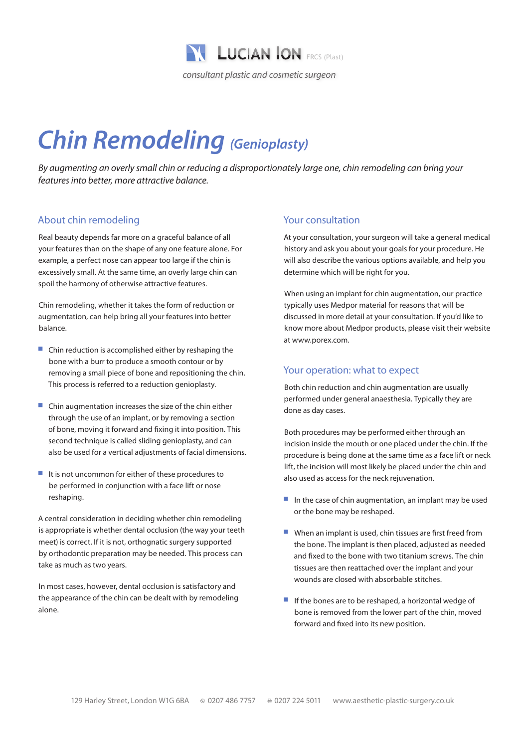LUCIAN ION FRCS (Plast)

*consultant plastic and cosmetic surgeon*

# Chin Remodeling *(Genioplasty)*

*By augmenting an overly small chin or reducing a disproportionately large one, chin remodeling can bring your features into better, more attractive balance.*

## About chin remodeling

Real beauty depends far more on a graceful balance of all your features than on the shape of any one feature alone. For example, a perfect nose can appear too large if the chin is excessively small. At the same time, an overly large chin can spoil the harmony of otherwise attractive features.

Chin remodeling, whether it takes the form of reduction or augmentation, can help bring all your features into better balance.

- Chin reduction is accomplished either by reshaping the bone with a burr to produce a smooth contour or by removing a small piece of bone and repositioning the chin. This process is referred to a reduction genioplasty.
- Chin augmentation increases the size of the chin either through the use of an implant, or by removing a section of bone, moving it forward and fixing it into position. This second technique is called sliding genioplasty, and can also be used for a vertical adjustments of facial dimensions.
- It is not uncommon for either of these procedures to be performed in conjunction with a face lift or nose reshaping.

A central consideration in deciding whether chin remodeling is appropriate is whether dental occlusion (the way your teeth meet) is correct. If it is not, orthognatic surgery supported by orthodontic preparation may be needed. This process can take as much as two years.

In most cases, however, dental occlusion is satisfactory and the appearance of the chin can be dealt with by remodeling alone.

## Your consultation

At your consultation, your surgeon will take a general medical history and ask you about your goals for your procedure. He will also describe the various options available, and help you determine which will be right for you.

When using an implant for chin augmentation, our practice typically uses Medpor material for reasons that will be discussed in more detail at your consultation. If you'd like to know more about Medpor products, please visit their website at www.porex.com.

## Your operation: what to expect

Both chin reduction and chin augmentation are usually performed under general anaesthesia. Typically they are done as day cases.

Both procedures may be performed either through an incision inside the mouth or one placed under the chin. If the procedure is being done at the same time as a face lift or neck lift, the incision will most likely be placed under the chin and also used as access for the neck rejuvenation.

- In the case of chin augmentation, an implant may be used or the bone may be reshaped.
- When an implant is used, chin tissues are first freed from the bone. The implant is then placed, adjusted as needed and fixed to the bone with two titanium screws. The chin tissues are then reattached over the implant and your wounds are closed with absorbable stitches.
- If the bones are to be reshaped, a horizontal wedge of bone is removed from the lower part of the chin, moved forward and fixed into its new position.

129 Harley Street, London W1G 6BA   0207 486 7757   0207 224 5011   www.aesthetic-plastic-surgery.co.uk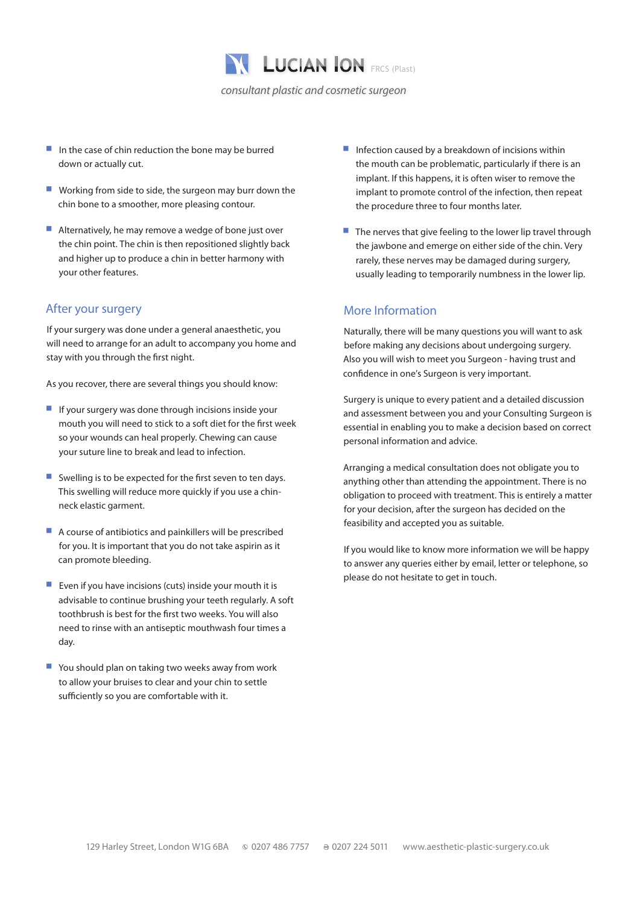- In the case of chin reduction the bone may be burred down or actually cut.
- Working from side to side, the surgeon may burr down the chin bone to a smoother, more pleasing contour.
- Alternatively, he may remove a wedge of bone just over the chin point. The chin is then repositioned slightly back and higher up to produce a chin in better harmony with your other features.

## After your surgery

If your surgery was done under a general anaesthetic, you will need to arrange for an adult to accompany you home and stay with you through the first night.

As you recover, there are several things you should know:

- If your surgery was done through incisions inside your mouth you will need to stick to a soft diet for the first week so your wounds can heal properly. Chewing can cause your suture line to break and lead to infection.
- Swelling is to be expected for the first seven to ten days. This swelling will reduce more quickly if you use a chin-neck elastic garment.
- A course of antibiotics and painkillers will be prescribed for you. It is important that you do not take aspirin as it can promote bleeding.
- Even if you have incisions (cuts) inside your mouth it is advisable to continue brushing your teeth regularly. A soft toothbrush is best for the first two weeks. You will also need to rinse with an antiseptic mouthwash four times a day.
- You should plan on taking two weeks away from work to allow your bruises to clear and your chin to settle sufficiently so you are comfortable with it.
- Infection caused by a breakdown of incisions within the mouth can be problematic, particularly if there is an implant. If this happens, it is often wiser to remove the implant to promote control of the infection, then repeat the procedure three to four months later.
- The nerves that give feeling to the lower lip travel through the jawbone and emerge on either side of the chin. Very rarely, these nerves may be damaged during surgery, usually leading to temporarily numbness in the lower lip.

## More Information

Naturally, there will be many questions you will want to ask before making any decisions about undergoing surgery. Also you will wish to meet you Surgeon - having trust and confidence in one's Surgeon is very important.

Surgery is unique to every patient and a detailed discussion and assessment between you and your Consulting Surgeon is essential in enabling you to make a decision based on correct personal information and advice.

Arranging a medical consultation does not obligate you to anything other than attending the appointment. There is no obligation to proceed with treatment. This is entirely a matter for your decision, after the surgeon has decided on the feasibility and accepted you as suitable.

If you would like to know more information we will be happy to answer any queries either by email, letter or telephone, so please do not hesitate to get in touch.